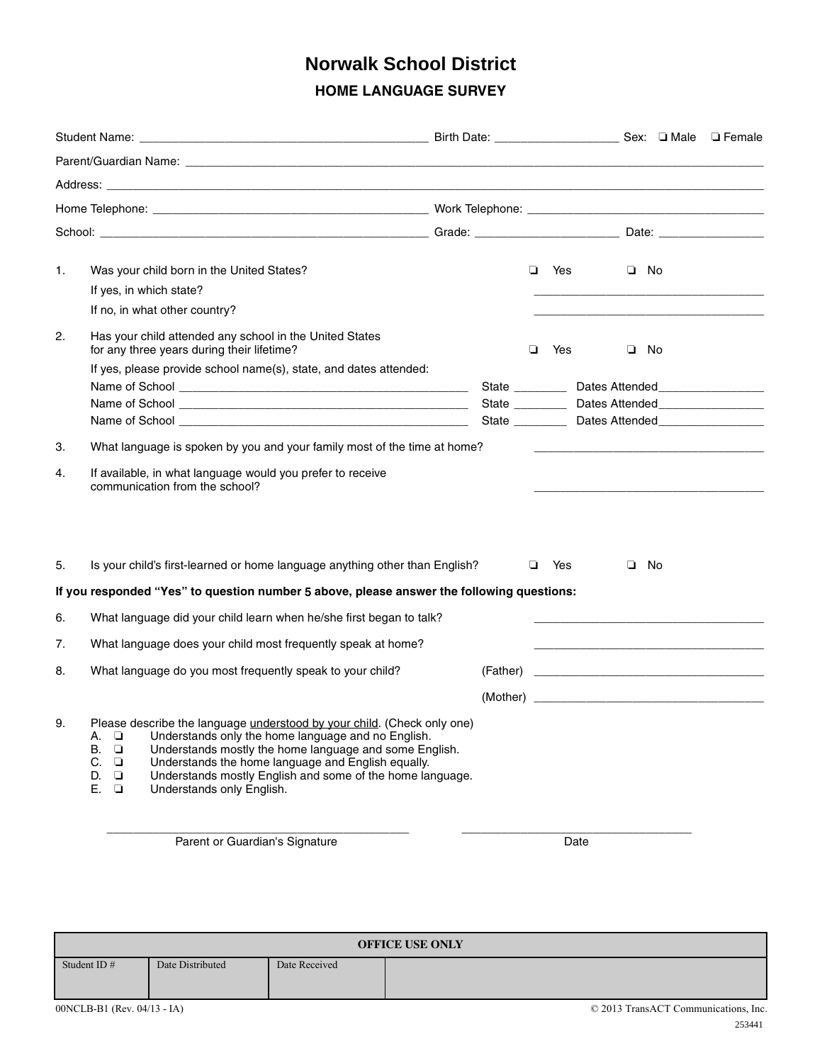# Norwalk School District

## HOME LANGUAGE SURVEY

Student Name: ___________________________________________ Birth Date: __________________ Sex: ❑ Male ❑ Female

Parent/Guardian Name: ___________________________________________________________________________

Address: ___________________________________________________________________________

Home Telephone: _________________________________________ Work Telephone: ___________________________________

School: ___________________________________________________ Grade: ______________________ Date: ________________

1. Was your child born in the United States? ❑ Yes ❑ No
   If yes, in which state? ___________________________________
   If no, in what other country? ___________________________________

2. Has your child attended any school in the United States for any three years during their lifetime? ❑ Yes ❑ No
   If yes, please provide school name(s), state, and dates attended:
   Name of School _____________________________________________ State ________ Dates Attended________________
   Name of School _____________________________________________ State ________ Dates Attended________________
   Name of School _____________________________________________ State ________ Dates Attended________________

3. What language is spoken by you and your family most of the time at home? ___________________________________

4. If available, in what language would you prefer to receive communication from the school? ___________________________________

5. Is your child's first-learned or home language anything other than English? ❑ Yes ❑ No

**If you responded "Yes" to question number 5 above, please answer the following questions:**

6. What language did your child learn when he/she first began to talk? ___________________________________

7. What language does your child most frequently speak at home? ___________________________________

8. What language do you most frequently speak to your child? (Father) ___________________________________
   (Mother) ___________________________________

9. Please describe the language <u>understood by your child</u>. (Check only one)
   A. ❑ Understands only the home language and no English.
   B. ❑ Understands mostly the home language and some English.
   C. ❑ Understands the home language and English equally.
   D. ❑ Understands mostly English and some of the home language.
   E. ❑ Understands only English.

_______________________________________________ ___________________________________
Parent or Guardian's Signature Date

| OFFICE USE ONLY | | | |
|---|---|---|---|
| Student ID # | Date Distributed | Date Received | |
| | | | |

00NCLB-B1 (Rev. 04/13 - IA) © 2013 TransACT Communications, Inc.

253441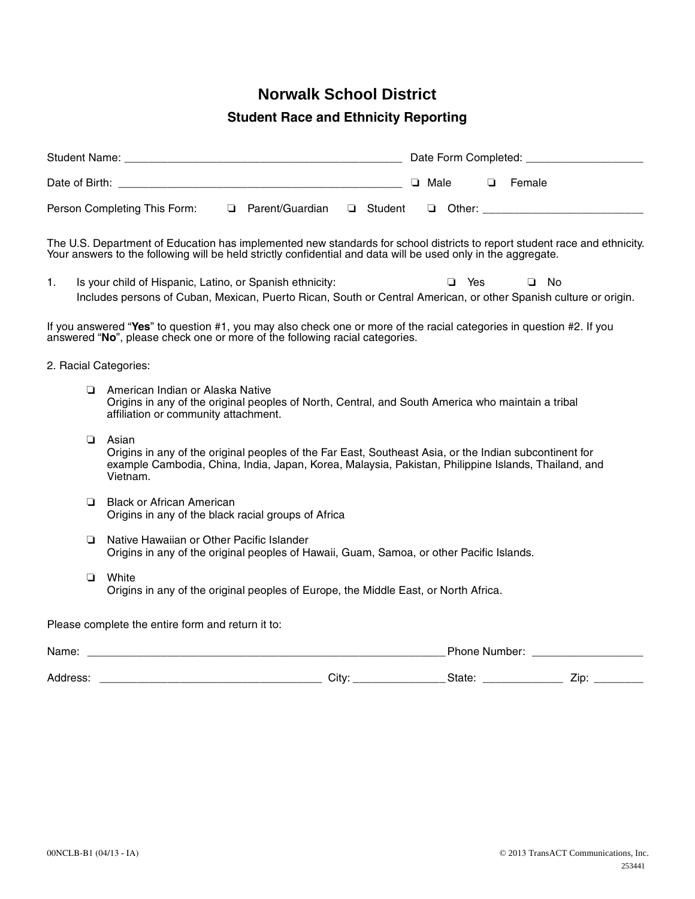# Norwalk School District

## Student Race and Ethnicity Reporting

Student Name: _____________________________________________ Date Form Completed: ___________________

Date of Birth: ______________________________________________ ❏ Male ❏ Female

Person Completing This Form: ❏ Parent/Guardian ❏ Student ❏ Other: _________________________

The U.S. Department of Education has implemented new standards for school districts to report student race and ethnicity. Your answers to the following will be held strictly confidential and data will be used only in the aggregate.

1. Is your child of Hispanic, Latino, or Spanish ethnicity: ❏ Yes ❏ No

   Includes persons of Cuban, Mexican, Puerto Rican, South or Central American, or other Spanish culture or origin.

If you answered "**Yes**" to question #1, you may also check one or more of the racial categories in question #2. If you answered "**No**", please check one or more of the following racial categories.

2. Racial Categories:

   ❏ American Indian or Alaska Native
   Origins in any of the original peoples of North, Central, and South America who maintain a tribal affiliation or community attachment.

   ❏ Asian
   Origins in any of the original peoples of the Far East, Southeast Asia, or the Indian subcontinent for example Cambodia, China, India, Japan, Korea, Malaysia, Pakistan, Philippine Islands, Thailand, and Vietnam.

   ❏ Black or African American
   Origins in any of the black racial groups of Africa

   ❏ Native Hawaiian or Other Pacific Islander
   Origins in any of the original peoples of Hawaii, Guam, Samoa, or other Pacific Islands.

   ❏ White
   Origins in any of the original peoples of Europe, the Middle East, or North Africa.

Please complete the entire form and return it to:

Name: __________________________________________________________ Phone Number: __________________

Address: ____________________________________ City: _______________ State: _____________ Zip: ________

00NCLB-B1 (04/13 - IA)

© 2013 TransACT Communications, Inc.
253441